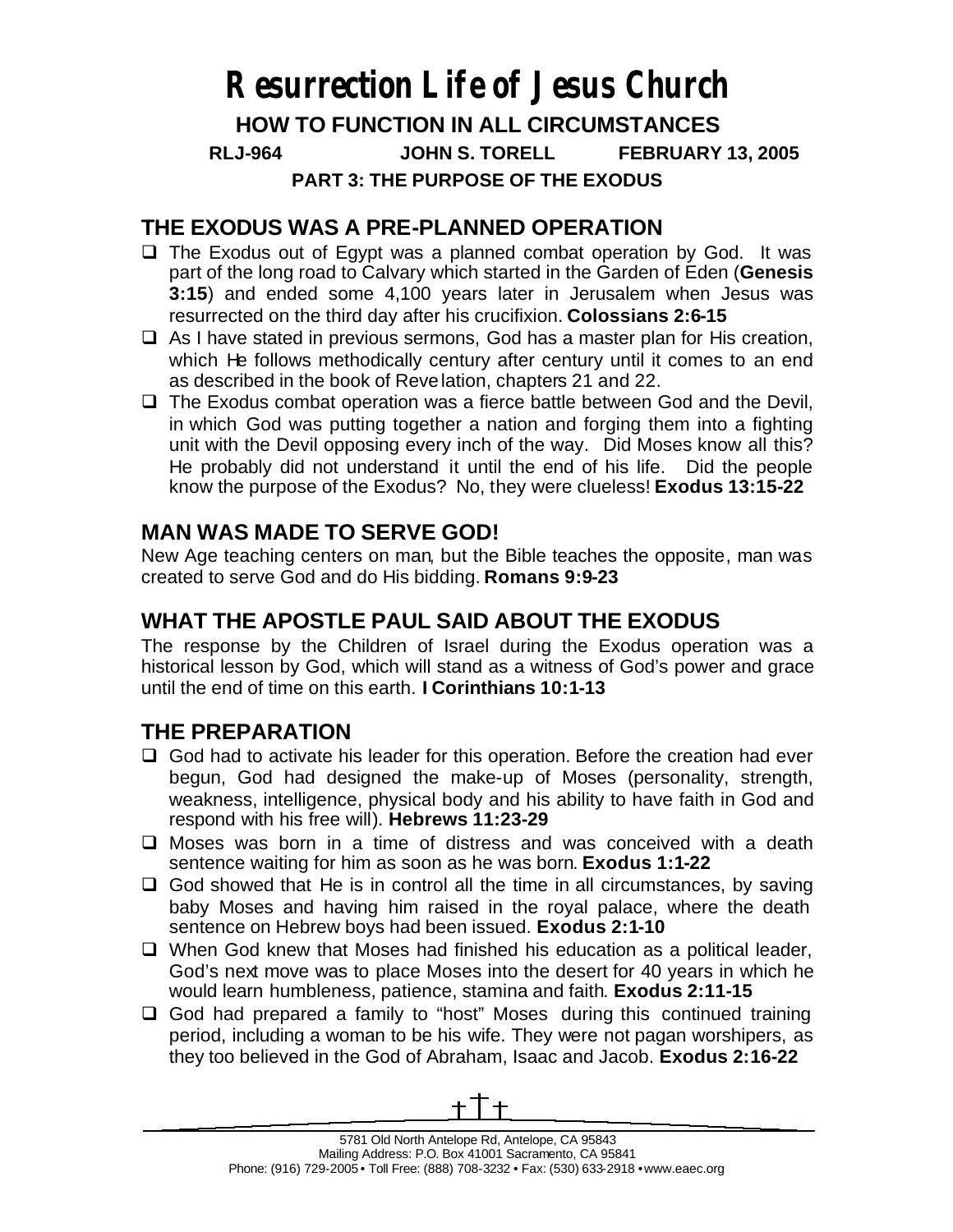# Resurrection Life of Jesus Church

## HOW TO FUNCTION IN ALL CIRCUMSTANCES

**RLJ-964 JOHN S. TORELL FEBRUARY 13, 2005**

**PART 3: THE PURPOSE OF THE EXODUS**

## THE EXODUS WAS A PRE-PLANNED OPERATION

- The Exodus out of Egypt was a planned combat operation by God. It was part of the long road to Calvary which started in the Garden of Eden (**Genesis 3:15**) and ended some 4,100 years later in Jerusalem when Jesus was resurrected on the third day after his crucifixion. **Colossians 2:6-15**
- As I have stated in previous sermons, God has a master plan for His creation, which He follows methodically century after century until it comes to an end as described in the book of Revelation, chapters 21 and 22.
- The Exodus combat operation was a fierce battle between God and the Devil, in which God was putting together a nation and forging them into a fighting unit with the Devil opposing every inch of the way. Did Moses know all this? He probably did not understand it until the end of his life. Did the people know the purpose of the Exodus? No, they were clueless! **Exodus 13:15-22**

## MAN WAS MADE TO SERVE GOD!

New Age teaching centers on man, but the Bible teaches the opposite, man was created to serve God and do His bidding. **Romans 9:9-23**

## WHAT THE APOSTLE PAUL SAID ABOUT THE EXODUS

The response by the Children of Israel during the Exodus operation was a historical lesson by God, which will stand as a witness of God's power and grace until the end of time on this earth. **I Corinthians 10:1-13**

## THE PREPARATION

- God had to activate his leader for this operation. Before the creation had ever begun, God had designed the make-up of Moses (personality, strength, weakness, intelligence, physical body and his ability to have faith in God and respond with his free will). **Hebrews 11:23-29**
- Moses was born in a time of distress and was conceived with a death sentence waiting for him as soon as he was born. **Exodus 1:1-22**
- God showed that He is in control all the time in all circumstances, by saving baby Moses and having him raised in the royal palace, where the death sentence on Hebrew boys had been issued. **Exodus 2:1-10**
- When God knew that Moses had finished his education as a political leader, God's next move was to place Moses into the desert for 40 years in which he would learn humbleness, patience, stamina and faith. **Exodus 2:11-15**
- God had prepared a family to "host" Moses during this continued training period, including a woman to be his wife. They were not pagan worshipers, as they too believed in the God of Abraham, Isaac and Jacob. **Exodus 2:16-22**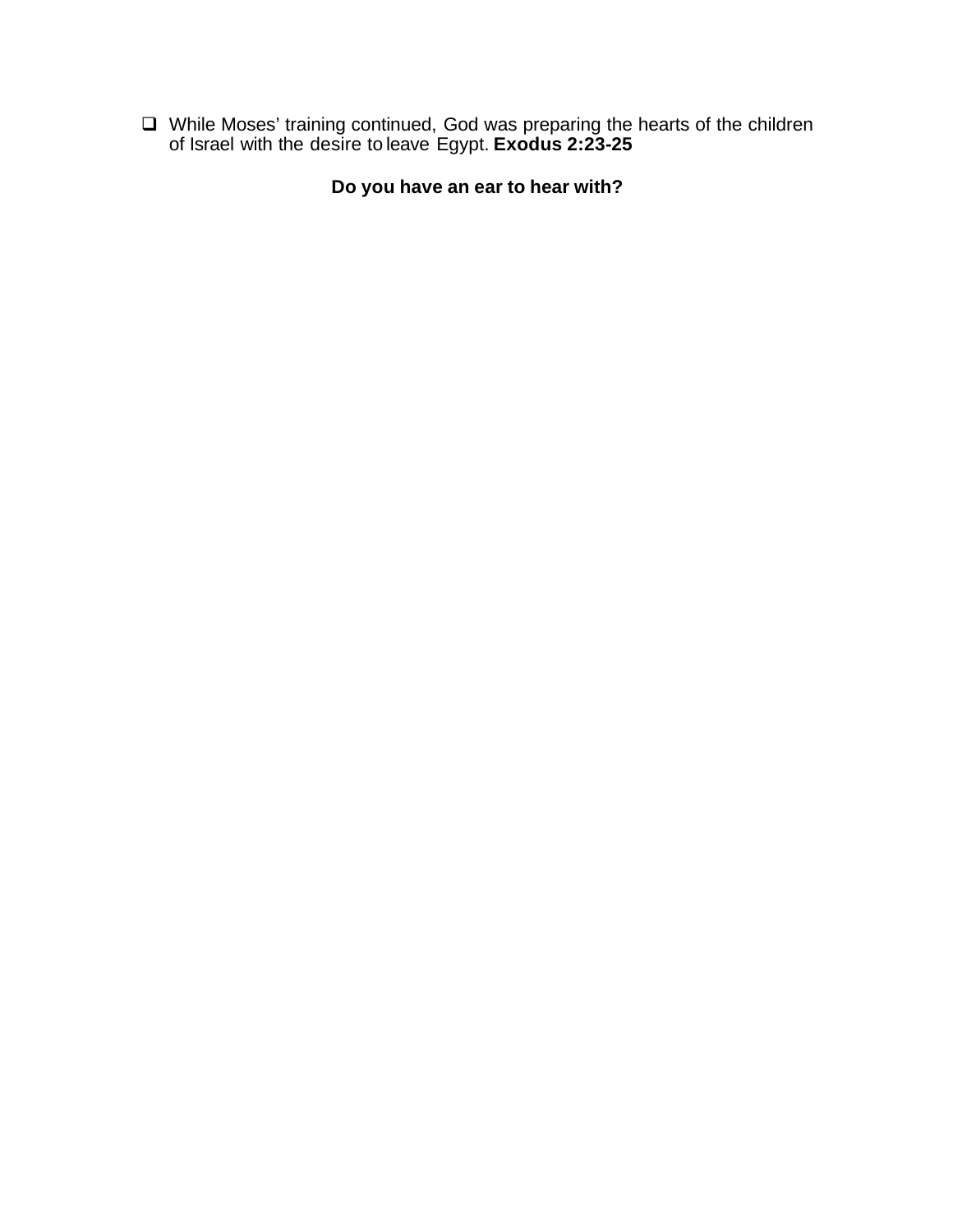- [ ] While Moses' training continued, God was preparing the hearts of the children of Israel with the desire to leave Egypt. **Exodus 2:23-25**

**Do you have an ear to hear with?**